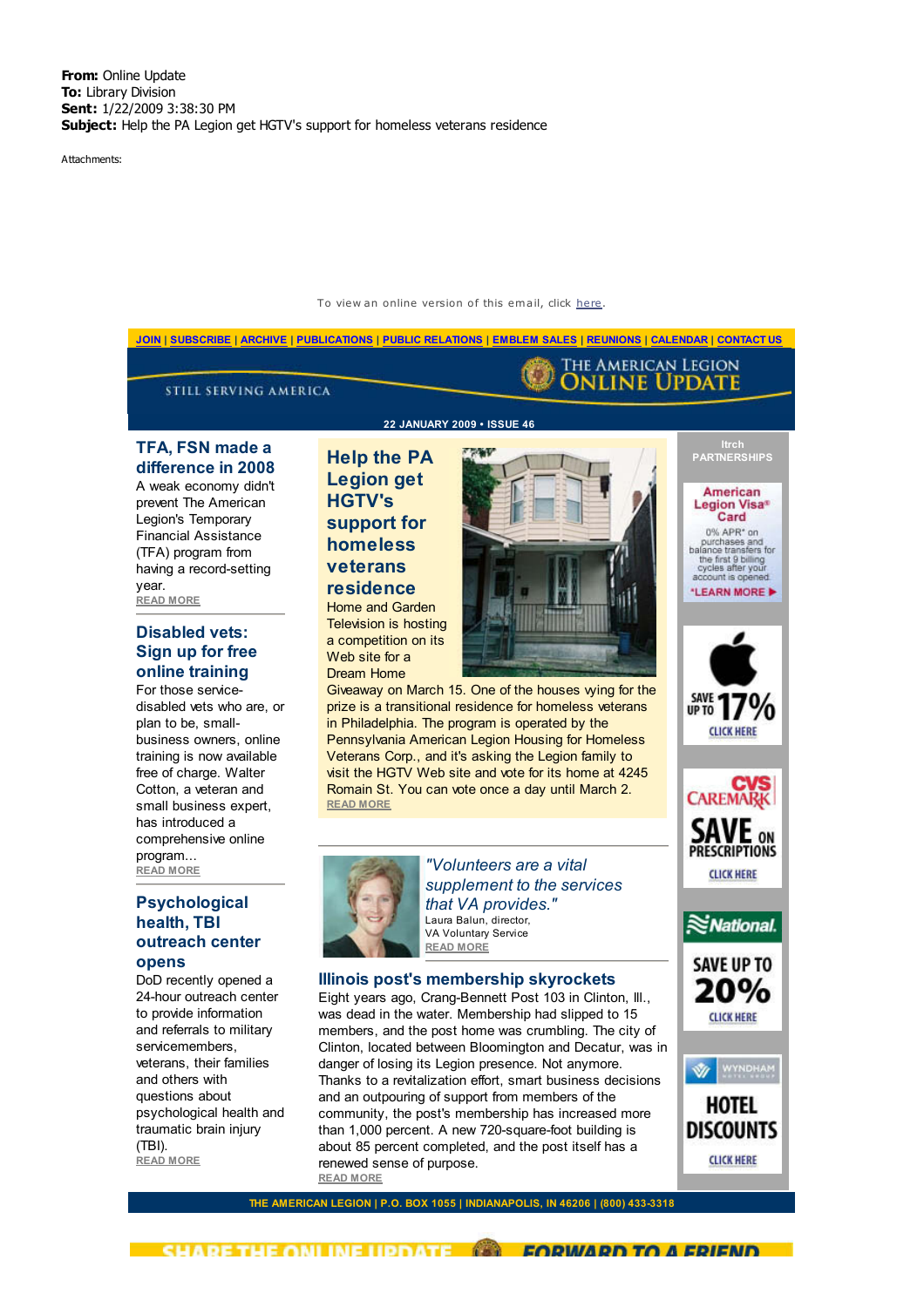**From:** Online Update
**To:** Library Division
**Sent:** 1/22/2009 3:38:30 PM
**Subject:** Help the PA Legion get HGTV's support for homeless veterans residence

Attachments:

To view an online version of this email, click here.

JOIN | SUBSCRIBE | ARCHIVE | PUBLICATIONS | PUBLIC RELATIONS | EMBLEM SALES | REUNIONS | CALENDAR | CONTACT US

STILL SERVING AMERICA

THE AMERICAN LEGION ONLINE UPDATE

22 JANUARY 2009 • ISSUE 46

## Help the PA Legion get HGTV's support for homeless veterans residence

Home and Garden Television is hosting a competition on its Web site for a Dream Home Giveaway on March 15. One of the houses vying for the prize is a transitional residence for homeless veterans in Philadelphia. The program is operated by the Pennsylvania American Legion Housing for Homeless Veterans Corp., and it's asking the Legion family to visit the HGTV Web site and vote for its home at 4245 Romain St. You can vote once a day until March 2.
READ MORE

*"Volunteers are a vital supplement to the services that VA provides."*
Laura Balun, director, VA Voluntary Service
READ MORE

## Illinois post's membership skyrockets

Eight years ago, Crang-Bennett Post 103 in Clinton, Ill., was dead in the water. Membership had slipped to 15 members, and the post home was crumbling. The city of Clinton, located between Bloomington and Decatur, was in danger of losing its Legion presence. Not anymore. Thanks to a revitalization effort, smart business decisions and an outpouring of support from members of the community, the post's membership has increased more than 1,000 percent. A new 720-square-foot building is about 85 percent completed, and the post itself has a renewed sense of purpose.
READ MORE

## TFA, FSN made a difference in 2008

A weak economy didn't prevent The American Legion's Temporary Financial Assistance (TFA) program from having a record-setting year.
READ MORE

## Disabled vets: Sign up for free online training

For those service-disabled vets who are, or plan to be, small-business owners, online training is now available free of charge. Walter Cotton, a veteran and small business expert, has introduced a comprehensive online program...
READ MORE

## Psychological health, TBI outreach center opens

DoD recently opened a 24-hour outreach center to provide information and referrals to military servicemembers, veterans, their families and others with questions about psychological health and traumatic brain injury (TBI).
READ MORE

Itrch PARTNERSHIPS

American Legion Visa® Card
0% APR* on purchases and balance transfers for the first 9 billing cycles after your account is opened.
*LEARN MORE ▶

SAVE UP TO 17%
CLICK HERE

CVS CAREMARK
SAVE ON PRESCRIPTIONS
CLICK HERE

National.
SAVE UP TO 20%
CLICK HERE

WYNDHAM HOTEL GROUP
HOTEL DISCOUNTS
CLICK HERE

THE AMERICAN LEGION | P.O. BOX 1055 | INDIANAPOLIS, IN 46206 | (800) 433-3318

SHARE THE ONLINE UPDATE — FORWARD TO A FRIEND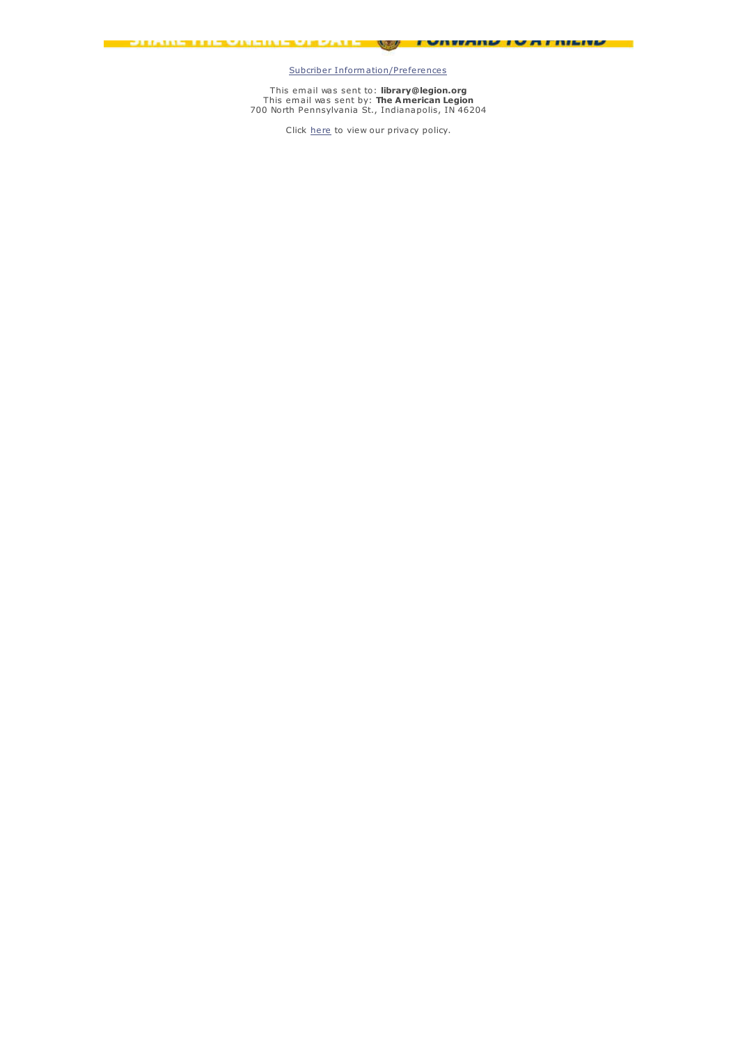SHARE THE ONLINE UPDATE FORWARD TO A FRIEND

Subcriber Information/Preferences

This email was sent to: **library@legion.org**
This email was sent by: **The American Legion**
700 North Pennsylvania St., Indianapolis, IN 46204

Click here to view our privacy policy.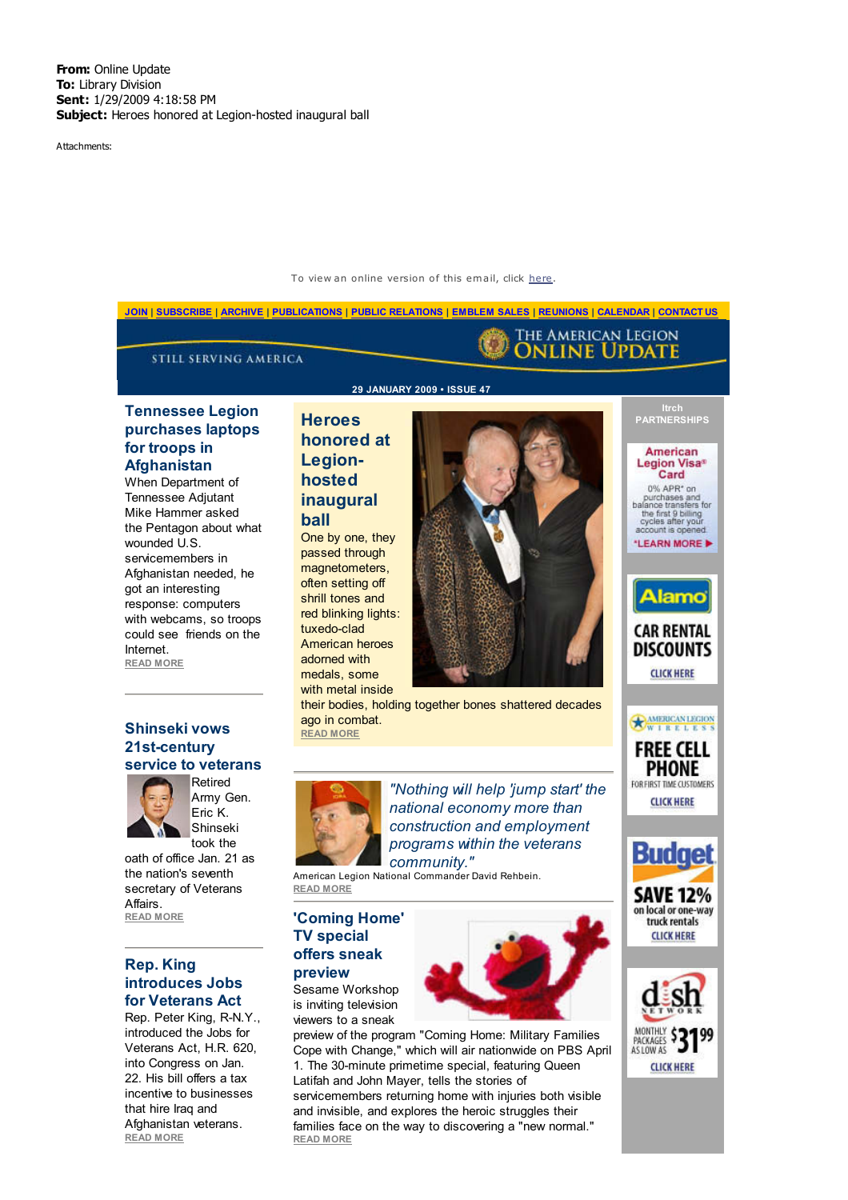**From:** Online Update
**To:** Library Division
**Sent:** 1/29/2009 4:18:58 PM
**Subject:** Heroes honored at Legion-hosted inaugural ball

Attachments:

To view an online version of this email, click here.

JOIN | SUBSCRIBE | ARCHIVE | PUBLICATIONS | PUBLIC RELATIONS | EMBLEM SALES | REUNIONS | CALENDAR | CONTACT US

STILL SERVING AMERICA

THE AMERICAN LEGION ONLINE UPDATE

29 JANUARY 2009 • ISSUE 47

## Heroes honored at Legion-hosted inaugural ball

One by one, they passed through magnetometers, often setting off shrill tones and red blinking lights: tuxedo-clad American heroes adorned with medals, some with metal inside their bodies, holding together bones shattered decades ago in combat.
READ MORE

*"Nothing will help 'jump start' the national economy more than construction and employment programs within the veterans community."*

American Legion National Commander David Rehbein.
READ MORE

## 'Coming Home' TV special offers sneak preview

Sesame Workshop is inviting television viewers to a sneak preview of the program "Coming Home: Military Families Cope with Change," which will air nationwide on PBS April 1. The 30-minute primetime special, featuring Queen Latifah and John Mayer, tells the stories of servicemembers returning home with injuries both visible and invisible, and explores the heroic struggles their families face on the way to discovering a "new normal."
READ MORE

## Tennessee Legion purchases laptops for troops in Afghanistan

When Department of Tennessee Adjutant Mike Hammer asked the Pentagon about what wounded U.S. servicemembers in Afghanistan needed, he got an interesting response: computers with webcams, so troops could see friends on the Internet.
READ MORE

## Shinseki vows 21st-century service to veterans

Retired Army Gen. Eric K. Shinseki took the oath of office Jan. 21 as the nation's seventh secretary of Veterans Affairs.
READ MORE

## Rep. King introduces Jobs for Veterans Act

Rep. Peter King, R-N.Y., introduced the Jobs for Veterans Act, H.R. 620, into Congress on Jan. 22. His bill offers a tax incentive to businesses that hire Iraq and Afghanistan veterans.
READ MORE

ltrch PARTNERSHIPS

American Legion Visa® Card — 0% APR* on purchases and balance transfers for the first 9 billing cycles after your account is opened. *LEARN MORE

Alamo — CAR RENTAL DISCOUNTS — CLICK HERE

American Legion Wireless — FREE CELL PHONE FOR FIRST TIME CUSTOMERS — CLICK HERE

Budget — SAVE 12% on local or one-way truck rentals — CLICK HERE

dish NETWORK — MONTHLY PACKAGES AS LOW AS $31.99 — CLICK HERE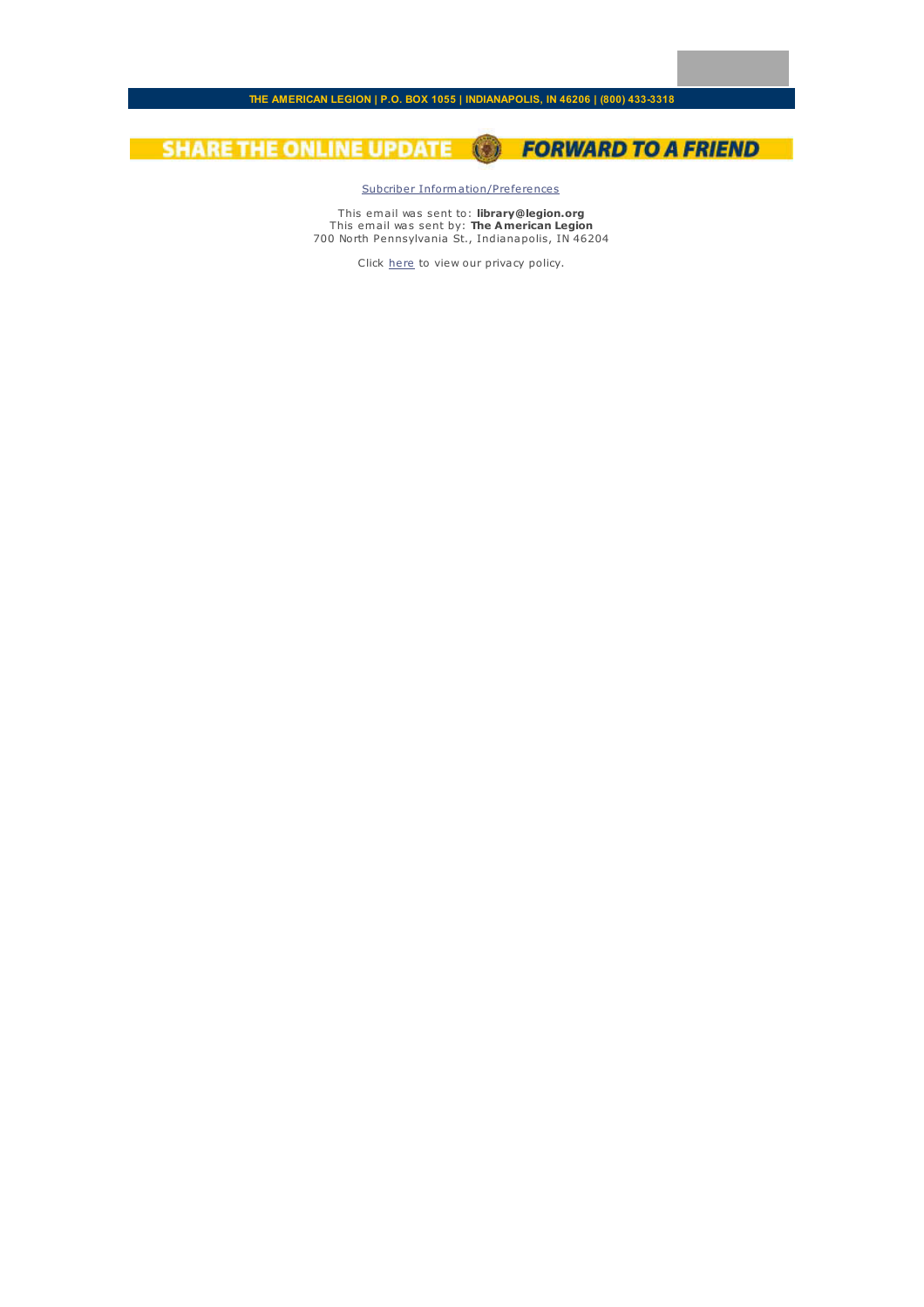**THE AMERICAN LEGION | P.O. BOX 1055 | INDIANAPOLIS, IN 46206 | (800) 433-3318**

SHARE THE ONLINE UPDATE FORWARD TO A FRIEND

Subcriber Information/Preferences

This email was sent to: **library@legion.org**
This email was sent by: **The American Legion**
700 North Pennsylvania St., Indianapolis, IN 46204

Click here to view our privacy policy.